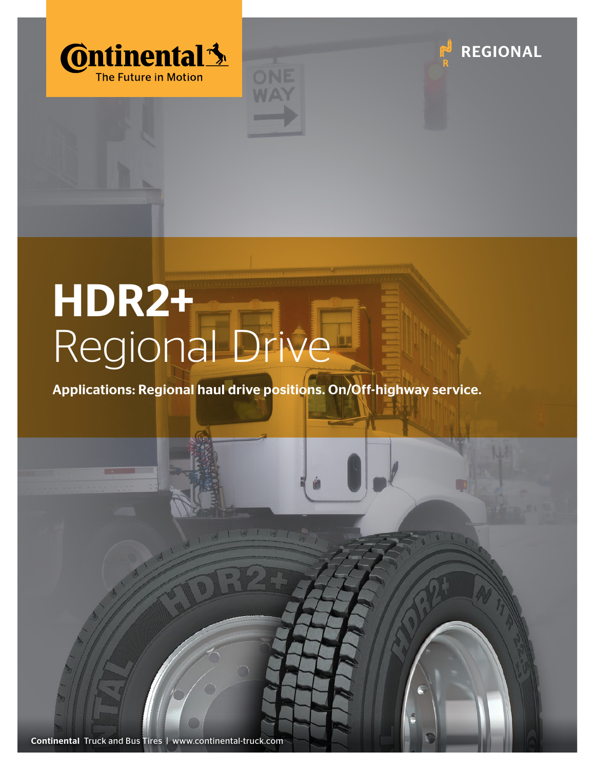Continental The Future in Motion

REGIONAL

# HDR2+
## Regional Drive

**Applications: Regional haul drive positions. On/Off-highway service.**

**Continental** Truck and Bus Tires | www.continental-truck.com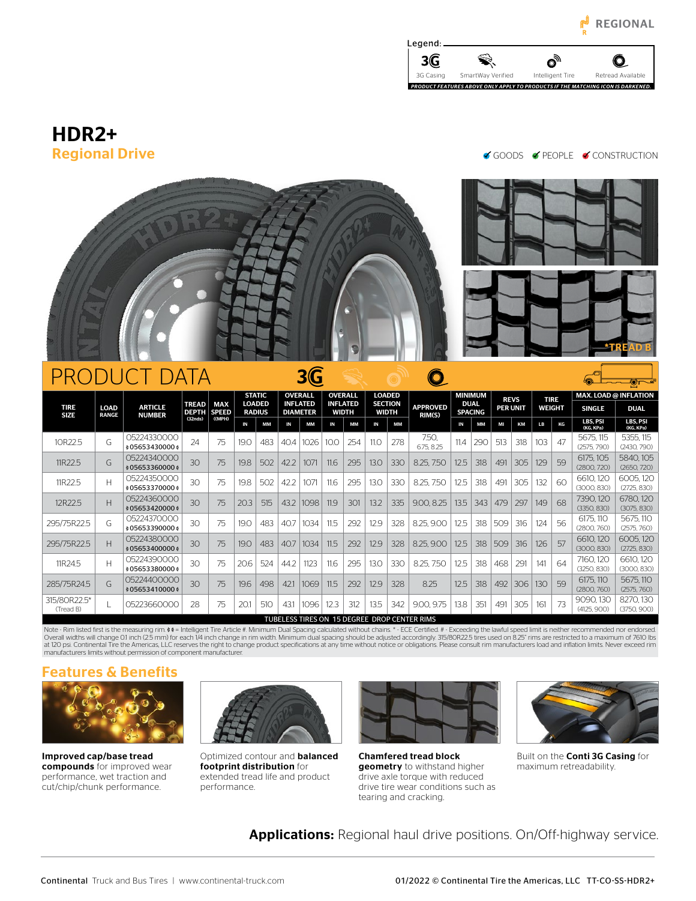REGIONAL

Legend:

3G Casing | SmartWay Verified | Intelligent Tire | Retread Available

PRODUCT FEATURES ABOVE ONLY APPLY TO PRODUCTS IF THE MATCHING ICON IS DARKENED.

# HDR2+

## Regional Drive

✔ GOODS ✔ PEOPLE ✔ CONSTRUCTION

*TREAD B

## PRODUCT DATA

| TIRE SIZE | LOAD RANGE | ARTICLE NUMBER | TREAD DEPTH (32nds) | MAX SPEED (MPH) | STATIC LOADED RADIUS | | OVERALL INFLATED DIAMETER | | OVERALL INFLATED WIDTH | | LOADED SECTION WIDTH | | APPROVED RIM(S) | MINIMUM DUAL SPACING | | REVS PER UNIT | | TIRE WEIGHT | | MAX. LOAD @ INFLATION | |
|---|---|---|---|---|---|---|---|---|---|---|---|---|---|---|---|---|---|---|---|---|---|
| | | | | | IN | MM | IN | MM | IN | MM | IN | MM | | IN | MM | MI | KM | LB | KG | SINGLE LBS, PSI (KG, KPa) | DUAL LBS, PSI (KG, KPa) |
| 10R22.5 | G | 05224330000 ◊05653430000◊ | 24 | 75 | 19.0 | 483 | 40.4 | 1026 | 10.0 | 254 | 11.0 | 278 | 7.50, 6.75, 8.25 | 11.4 | 290 | 513 | 318 | 103 | 47 | 5675, 115 (2575, 790) | 5355, 115 (2430, 790) |
| 11R22.5 | G | 05224340000 ◊05653360000◊ | 30 | 75 | 19.8 | 502 | 42.2 | 1071 | 11.6 | 295 | 13.0 | 330 | 8.25, 7.50 | 12.5 | 318 | 491 | 305 | 129 | 59 | 6175, 105 (2800, 720) | 5840, 105 (2650, 720) |
| 11R22.5 | H | 05224350000 ◊05653370000◊ | 30 | 75 | 19.8 | 502 | 42.2 | 1071 | 11.6 | 295 | 13.0 | 330 | 8.25, 7.50 | 12.5 | 318 | 491 | 305 | 132 | 60 | 6610, 120 (3000, 830) | 6005, 120 (2725, 830) |
| 12R22.5 | H | 05224360000 ◊05653420000◊ | 30 | 75 | 20.3 | 515 | 43.2 | 1098 | 11.9 | 301 | 13.2 | 335 | 9.00, 8.25 | 13.5 | 343 | 479 | 297 | 149 | 68 | 7390, 120 (3350, 830) | 6780, 120 (3075, 830) |
| 295/75R22.5 | G | 05224370000 ◊05653390000◊ | 30 | 75 | 19.0 | 483 | 40.7 | 1034 | 11.5 | 292 | 12.9 | 328 | 8.25, 9.00 | 12.5 | 318 | 509 | 316 | 124 | 56 | 6175, 110 (2800, 760) | 5675, 110 (2575, 760) |
| 295/75R22.5 | H | 05224380000 ◊05653400000◊ | 30 | 75 | 19.0 | 483 | 40.7 | 1034 | 11.5 | 292 | 12.9 | 328 | 8.25, 9.00 | 12.5 | 318 | 509 | 316 | 126 | 57 | 6610, 120 (3000, 830) | 6005, 120 (2725, 830) |
| 11R24.5 | H | 05224390000 ◊05653380000◊ | 30 | 75 | 20.6 | 524 | 44.2 | 1123 | 11.6 | 295 | 13.0 | 330 | 8.25, 7.50 | 12.5 | 318 | 468 | 291 | 141 | 64 | 7160, 120 (3250, 830) | 6610, 120 (3000, 830) |
| 285/75R24.5 | G | 05224400000 ◊05653410000◊ | 30 | 75 | 19.6 | 498 | 42.1 | 1069 | 11.5 | 292 | 12.9 | 328 | 8.25 | 12.5 | 318 | 492 | 306 | 130 | 59 | 6175, 110 (2800, 760) | 5675, 110 (2575, 760) |
| 315/80R22.5* (Tread B) | L | 05223660000 | 28 | 75 | 20.1 | 510 | 43.1 | 1096 | 12.3 | 312 | 13.5 | 342 | 9.00, 9.75 | 13.8 | 351 | 491 | 305 | 161 | 73 | 9090, 130 (4125, 900) | 8270, 130 (3750, 900) |

TUBELESS TIRES ON 15 DEGREE DROP CENTER RIMS

Note - Rim listed first is the measuring rim. ◊◊ = Intelligent Tire Article #. Minimum Dual Spacing calculated without chains. * - ECE Certified. # - Exceeding the lawful speed limit is neither recommended nor endorsed. Overall widths will change 0.1 inch (2.5 mm) for each 1/4 inch change in rim width. Minimum dual spacing should be adjusted accordingly. 315/80R22.5 tires used on 8.25" rims are restricted to a maximum of 7610 lbs at 120 psi. Continental Tire the Americas, LLC reserves the right to change product specifications at any time without notice or obligations. Please consult rim manufacturers load and inflation limits. Never exceed rim manufacturers limits without permission of component manufacturer.

## Features & Benefits

**Improved cap/base tread compounds** for improved wear performance, wet traction and cut/chip/chunk performance.

Optimized contour and **balanced footprint distribution** for extended tread life and product performance.

**Chamfered tread block geometry** to withstand higher drive axle torque with reduced drive tire wear conditions such as tearing and cracking.

Built on the **Conti 3G Casing** for maximum retreadability.

**Applications:** Regional haul drive positions. On/Off-highway service.

Continental Truck and Bus Tires | www.continental-truck.com

01/2022 © Continental Tire the Americas, LLC TT-CO-SS-HDR2+